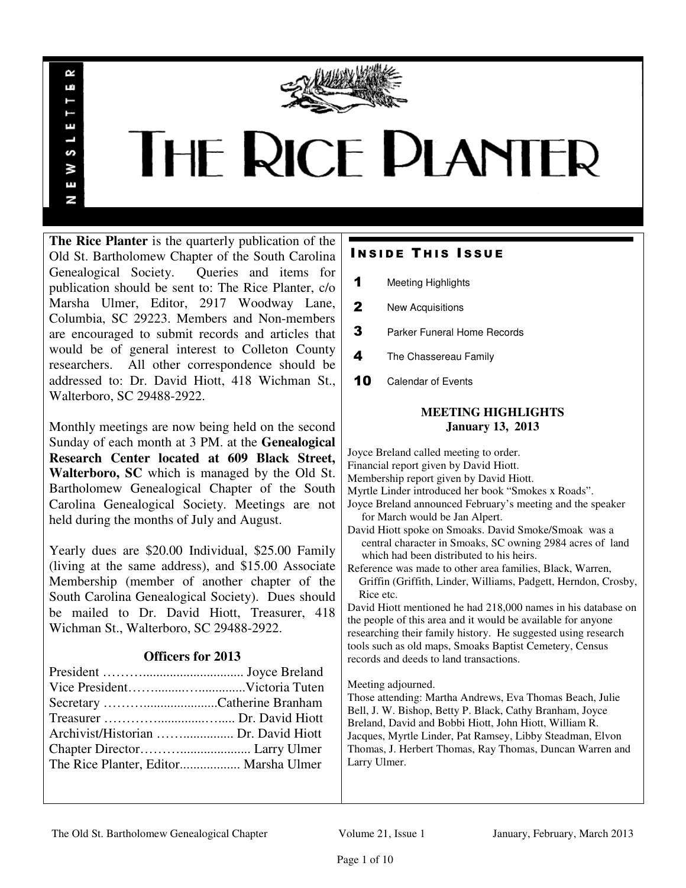# THE RICE PLANTER

NEWSLETTER

**The Rice Planter** is the quarterly publication of the Old St. Bartholomew Chapter of the South Carolina Genealogical Society. Queries and items for publication should be sent to: The Rice Planter, c/o Marsha Ulmer, Editor, 2917 Woodway Lane, Columbia, SC 29223. Members and Non-members are encouraged to submit records and articles that would be of general interest to Colleton County researchers. All other correspondence should be addressed to: Dr. David Hiott, 418 Wichman St., Walterboro, SC 29488-2922.

Monthly meetings are now being held on the second Sunday of each month at 3 PM. at the **Genealogical Research Center located at 609 Black Street, Walterboro, SC** which is managed by the Old St. Bartholomew Genealogical Chapter of the South Carolina Genealogical Society. Meetings are not held during the months of July and August.

Yearly dues are $20.00 Individual, $25.00 Family (living at the same address), and $15.00 Associate Membership (member of another chapter of the South Carolina Genealogical Society). Dues should be mailed to Dr. David Hiott, Treasurer, 418 Wichman St., Walterboro, SC 29488-2922.

### Officers for 2013

President ………............................. Joyce Breland
Vice President……..........…..............Victoria Tuten
Secretary ……………......................Catherine Branham
Treasurer …………….............….... Dr. David Hiott
Archivist/Historian …….................. Dr. David Hiott
Chapter Director…………..................... Larry Ulmer
The Rice Planter, Editor.................. Marsha Ulmer

## Inside This Issue

| | |
|---|---|
| 1 | Meeting Highlights |
| 2 | New Acquisitions |
| 3 | Parker Funeral Home Records |
| 4 | The Chassereau Family |
| 10 | Calendar of Events |

## MEETING HIGHLIGHTS
### January 13, 2013

Joyce Breland called meeting to order.
Financial report given by David Hiott.
Membership report given by David Hiott.
Myrtle Linder introduced her book "Smokes x Roads".
Joyce Breland announced February's meeting and the speaker for March would be Jan Alpert.
David Hiott spoke on Smoaks. David Smoke/Smoak was a central character in Smoaks, SC owning 2984 acres of land which had been distributed to his heirs.
Reference was made to other area families, Black, Warren, Griffin (Griffith, Linder, Williams, Padgett, Herndon, Crosby, Rice etc.
David Hiott mentioned he had 218,000 names in his database on the people of this area and it would be available for anyone researching their family history. He suggested using research tools such as old maps, Smoaks Baptist Cemetery, Census records and deeds to land transactions.

Meeting adjourned.
Those attending: Martha Andrews, Eva Thomas Beach, Julie Bell, J. W. Bishop, Betty P. Black, Cathy Branham, Joyce Breland, David and Bobbi Hiott, John Hiott, William R. Jacques, Myrtle Linder, Pat Ramsey, Libby Steadman, Elvon Thomas, J. Herbert Thomas, Ray Thomas, Duncan Warren and Larry Ulmer.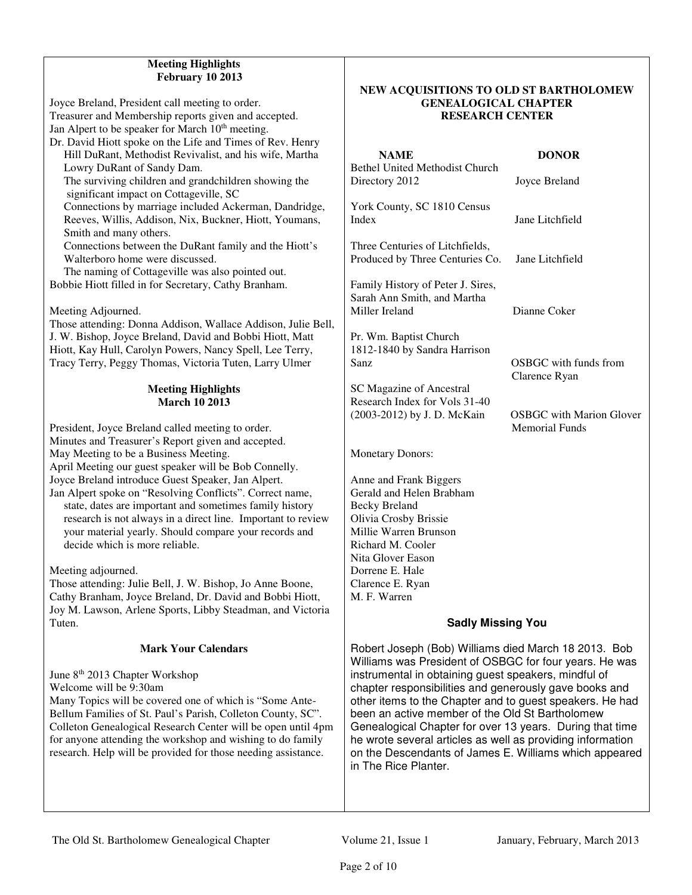## Meeting Highlights
## February 10 2013

Joyce Breland, President call meeting to order.
Treasurer and Membership reports given and accepted.
Jan Alpert to be speaker for March 10th meeting.
Dr. David Hiott spoke on the Life and Times of Rev. Henry Hill DuRant, Methodist Revivalist, and his wife, Martha Lowry DuRant of Sandy Dam.
The surviving children and grandchildren showing the significant impact on Cottageville, SC
Connections by marriage included Ackerman, Dandridge, Reeves, Willis, Addison, Nix, Buckner, Hiott, Youmans, Smith and many others.
Connections between the DuRant family and the Hiott's Walterboro home were discussed.
The naming of Cottageville was also pointed out.
Bobbie Hiott filled in for Secretary, Cathy Branham.

Meeting Adjourned.
Those attending: Donna Addison, Wallace Addison, Julie Bell, J. W. Bishop, Joyce Breland, David and Bobbi Hiott, Matt Hiott, Kay Hull, Carolyn Powers, Nancy Spell, Lee Terry, Tracy Terry, Peggy Thomas, Victoria Tuten, Larry Ulmer

## Meeting Highlights
## March 10 2013

President, Joyce Breland called meeting to order.
Minutes and Treasurer's Report given and accepted.
May Meeting to be a Business Meeting.
April Meeting our guest speaker will be Bob Connelly.
Joyce Breland introduce Guest Speaker, Jan Alpert.
Jan Alpert spoke on "Resolving Conflicts". Correct name, state, dates are important and sometimes family history research is not always in a direct line. Important to review your material yearly. Should compare your records and decide which is more reliable.

Meeting adjourned.
Those attending: Julie Bell, J. W. Bishop, Jo Anne Boone, Cathy Branham, Joyce Breland, Dr. David and Bobbi Hiott, Joy M. Lawson, Arlene Sports, Libby Steadman, and Victoria Tuten.

## Mark Your Calendars

June 8th 2013 Chapter Workshop
Welcome will be 9:30am
Many Topics will be covered one of which is "Some Ante-Bellum Families of St. Paul's Parish, Colleton County, SC". Colleton Genealogical Research Center will be open until 4pm for anyone attending the workshop and wishing to do family research. Help will be provided for those needing assistance.

## NEW ACQUISITIONS TO OLD ST BARTHOLOMEW GENEALOGICAL CHAPTER RESEARCH CENTER

| NAME | DONOR |
|---|---|
| Bethel United Methodist Church Directory 2012 | Joyce Breland |
| York County, SC 1810 Census Index | Jane Litchfield |
| Three Centuries of Litchfields, Produced by Three Centuries Co. | Jane Litchfield |
| Family History of Peter J. Sires, Sarah Ann Smith, and Martha Miller Ireland | Dianne Coker |
| Pr. Wm. Baptist Church 1812-1840 by Sandra Harrison Sanz | OSBGC with funds from Clarence Ryan |
| SC Magazine of Ancestral Research Index for Vols 31-40 (2003-2012) by J. D. McKain | OSBGC with Marion Glover Memorial Funds |

Monetary Donors:

Anne and Frank Biggers
Gerald and Helen Brabham
Becky Breland
Olivia Crosby Brissie
Millie Warren Brunson
Richard M. Cooler
Nita Glover Eason
Dorrene E. Hale
Clarence E. Ryan
M. F. Warren

## Sadly Missing You

Robert Joseph (Bob) Williams died March 18 2013. Bob Williams was President of OSBGC for four years. He was instrumental in obtaining guest speakers, mindful of chapter responsibilities and generously gave books and other items to the Chapter and to guest speakers. He had been an active member of the Old St Bartholomew Genealogical Chapter for over 13 years. During that time he wrote several articles as well as providing information on the Descendants of James E. Williams which appeared in The Rice Planter.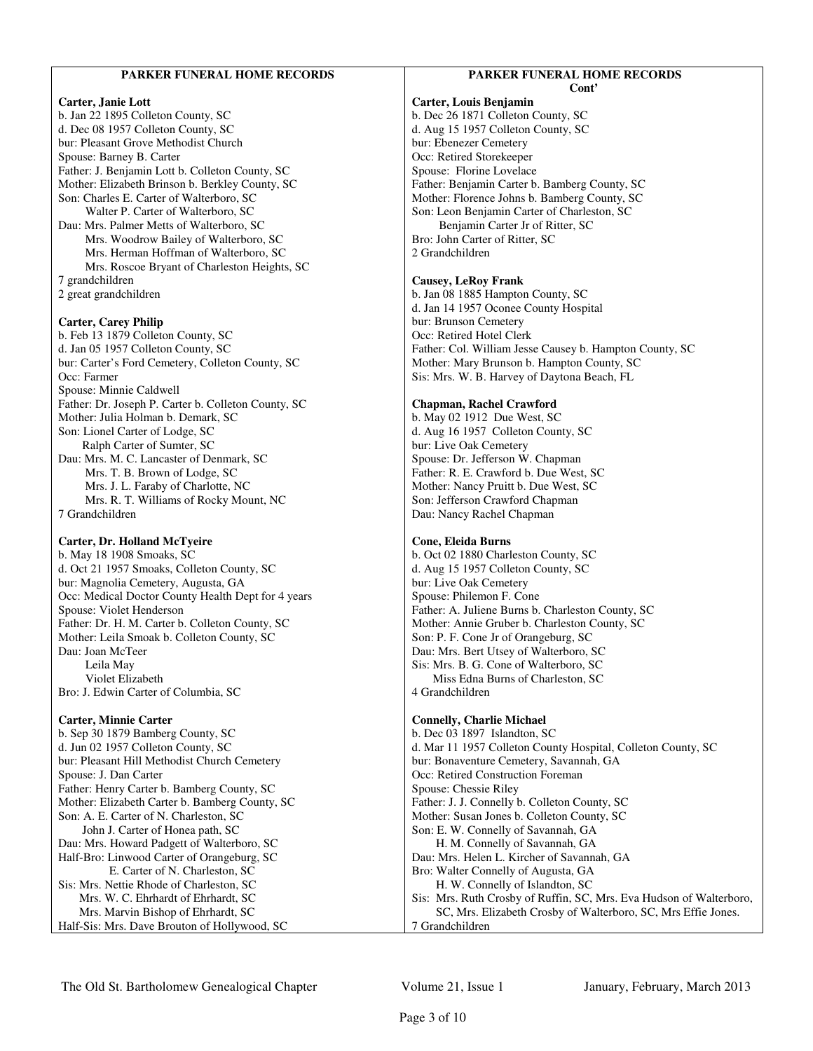## PARKER FUNERAL HOME RECORDS

**Carter, Janie Lott**
b. Jan 22 1895 Colleton County, SC
d. Dec 08 1957 Colleton County, SC
bur: Pleasant Grove Methodist Church
Spouse: Barney B. Carter
Father: J. Benjamin Lott b. Colleton County, SC
Mother: Elizabeth Brinson b. Berkley County, SC
Son: Charles E. Carter of Walterboro, SC
Walter P. Carter of Walterboro, SC
Dau: Mrs. Palmer Metts of Walterboro, SC
Mrs. Woodrow Bailey of Walterboro, SC
Mrs. Herman Hoffman of Walterboro, SC
Mrs. Roscoe Bryant of Charleston Heights, SC
7 grandchildren
2 great grandchildren

**Carter, Carey Philip**
b. Feb 13 1879 Colleton County, SC
d. Jan 05 1957 Colleton County, SC
bur: Carter's Ford Cemetery, Colleton County, SC
Occ: Farmer
Spouse: Minnie Caldwell
Father: Dr. Joseph P. Carter b. Colleton County, SC
Mother: Julia Holman b. Demark, SC
Son: Lionel Carter of Lodge, SC
Ralph Carter of Sumter, SC
Dau: Mrs. M. C. Lancaster of Denmark, SC
Mrs. T. B. Brown of Lodge, SC
Mrs. J. L. Faraby of Charlotte, NC
Mrs. R. T. Williams of Rocky Mount, NC
7 Grandchildren

**Carter, Dr. Holland McTyeire**
b. May 18 1908 Smoaks, SC
d. Oct 21 1957 Smoaks, Colleton County, SC
bur: Magnolia Cemetery, Augusta, GA
Occ: Medical Doctor County Health Dept for 4 years
Spouse: Violet Henderson
Father: Dr. H. M. Carter b. Colleton County, SC
Mother: Leila Smoak b. Colleton County, SC
Dau: Joan McTeer
Leila May
Violet Elizabeth
Bro: J. Edwin Carter of Columbia, SC

**Carter, Minnie Carter**
b. Sep 30 1879 Bamberg County, SC
d. Jun 02 1957 Colleton County, SC
bur: Pleasant Hill Methodist Church Cemetery
Spouse: J. Dan Carter
Father: Henry Carter b. Bamberg County, SC
Mother: Elizabeth Carter b. Bamberg County, SC
Son: A. E. Carter of N. Charleston, SC
John J. Carter of Honea path, SC
Dau: Mrs. Howard Padgett of Walterboro, SC
Half-Bro: Linwood Carter of Orangeburg, SC
E. Carter of N. Charleston, SC
Sis: Mrs. Nettie Rhode of Charleston, SC
Mrs. W. C. Ehrhardt of Ehrhardt, SC
Mrs. Marvin Bishop of Ehrhardt, SC
Half-Sis: Mrs. Dave Brouton of Hollywood, SC

## PARKER FUNERAL HOME RECORDS Cont'

**Carter, Louis Benjamin**
b. Dec 26 1871 Colleton County, SC
d. Aug 15 1957 Colleton County, SC
bur: Ebenezer Cemetery
Occ: Retired Storekeeper
Spouse: Florine Lovelace
Father: Benjamin Carter b. Bamberg County, SC
Mother: Florence Johns b. Bamberg County, SC
Son: Leon Benjamin Carter of Charleston, SC
Benjamin Carter Jr of Ritter, SC
Bro: John Carter of Ritter, SC
2 Grandchildren

**Causey, LeRoy Frank**
b. Jan 08 1885 Hampton County, SC
d. Jan 14 1957 Oconee County Hospital
bur: Brunson Cemetery
Occ: Retired Hotel Clerk
Father: Col. William Jesse Causey b. Hampton County, SC
Mother: Mary Brunson b. Hampton County, SC
Sis: Mrs. W. B. Harvey of Daytona Beach, FL

**Chapman, Rachel Crawford**
b. May 02 1912 Due West, SC
d. Aug 16 1957 Colleton County, SC
bur: Live Oak Cemetery
Spouse: Dr. Jefferson W. Chapman
Father: R. E. Crawford b. Due West, SC
Mother: Nancy Pruitt b. Due West, SC
Son: Jefferson Crawford Chapman
Dau: Nancy Rachel Chapman

**Cone, Eleida Burns**
b. Oct 02 1880 Charleston County, SC
d. Aug 15 1957 Colleton County, SC
bur: Live Oak Cemetery
Spouse: Philemon F. Cone
Father: A. Juliene Burns b. Charleston County, SC
Mother: Annie Gruber b. Charleston County, SC
Son: P. F. Cone Jr of Orangeburg, SC
Dau: Mrs. Bert Utsey of Walterboro, SC
Sis: Mrs. B. G. Cone of Walterboro, SC
Miss Edna Burns of Charleston, SC
4 Grandchildren

**Connelly, Charlie Michael**
b. Dec 03 1897 Islandton, SC
d. Mar 11 1957 Colleton County Hospital, Colleton County, SC
bur: Bonaventure Cemetery, Savannah, GA
Occ: Retired Construction Foreman
Spouse: Chessie Riley
Father: J. J. Connelly b. Colleton County, SC
Mother: Susan Jones b. Colleton County, SC
Son: E. W. Connelly of Savannah, GA
H. M. Connelly of Savannah, GA
Dau: Mrs. Helen L. Kircher of Savannah, GA
Bro: Walter Connelly of Augusta, GA
H. W. Connelly of Islandton, SC
Sis: Mrs. Ruth Crosby of Ruffin, SC, Mrs. Eva Hudson of Walterboro, SC, Mrs. Elizabeth Crosby of Walterboro, SC, Mrs Effie Jones.
7 Grandchildren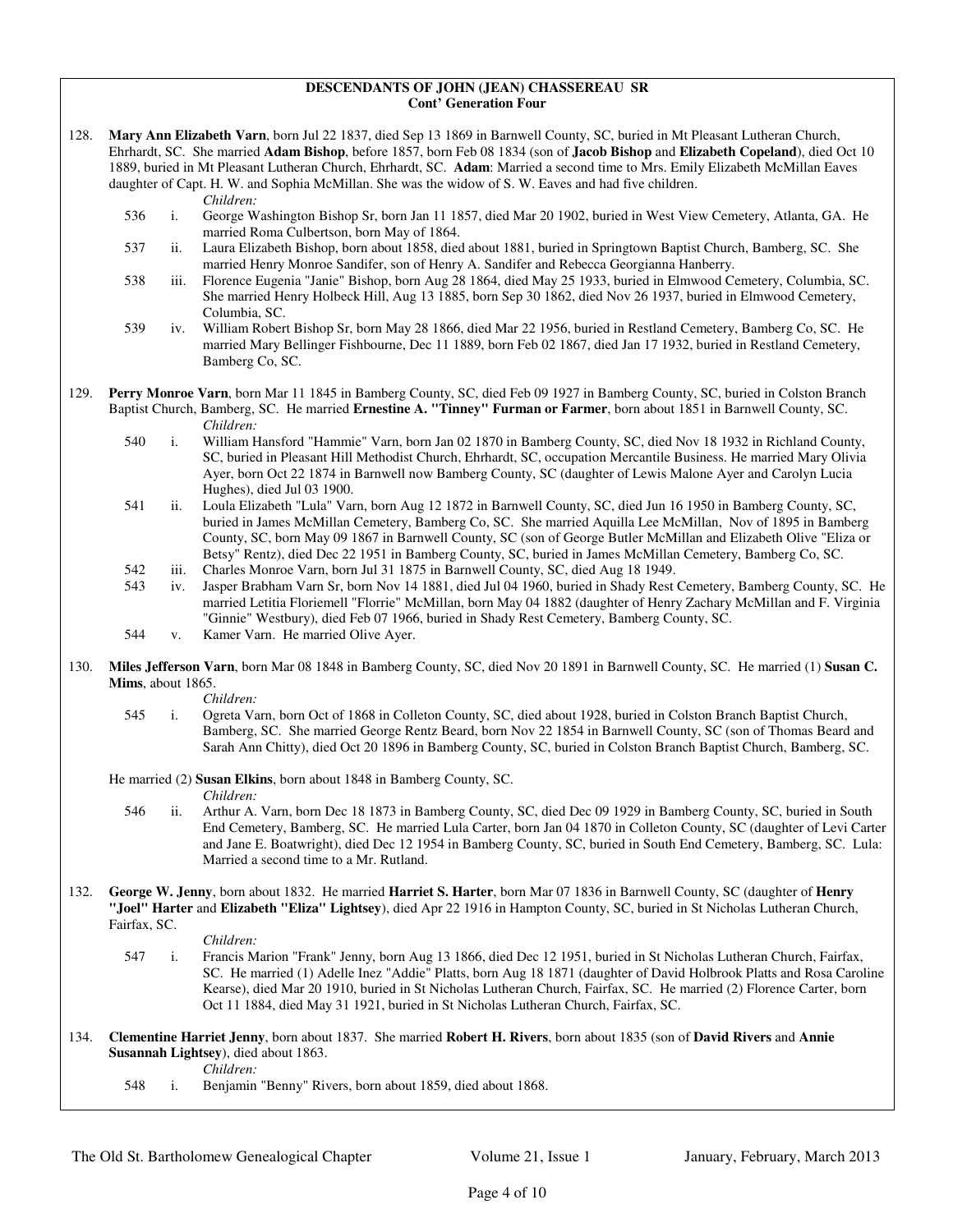**DESCENDANTS OF JOHN (JEAN) CHASSEREAU SR**
**Cont' Generation Four**

128. **Mary Ann Elizabeth Varn**, born Jul 22 1837, died Sep 13 1869 in Barnwell County, SC, buried in Mt Pleasant Lutheran Church, Ehrhardt, SC. She married **Adam Bishop**, before 1857, born Feb 08 1834 (son of **Jacob Bishop** and **Elizabeth Copeland**), died Oct 10 1889, buried in Mt Pleasant Lutheran Church, Ehrhardt, SC. **Adam**: Married a second time to Mrs. Emily Elizabeth McMillan Eaves daughter of Capt. H. W. and Sophia McMillan. She was the widow of S. W. Eaves and had five children.

*Children:*

- 536 i. George Washington Bishop Sr, born Jan 11 1857, died Mar 20 1902, buried in West View Cemetery, Atlanta, GA. He married Roma Culbertson, born May of 1864.
- 537 ii. Laura Elizabeth Bishop, born about 1858, died about 1881, buried in Springtown Baptist Church, Bamberg, SC. She married Henry Monroe Sandifer, son of Henry A. Sandifer and Rebecca Georgianna Hanberry.
- 538 iii. Florence Eugenia "Janie" Bishop, born Aug 28 1864, died May 25 1933, buried in Elmwood Cemetery, Columbia, SC. She married Henry Holbeck Hill, Aug 13 1885, born Sep 30 1862, died Nov 26 1937, buried in Elmwood Cemetery, Columbia, SC.
- 539 iv. William Robert Bishop Sr, born May 28 1866, died Mar 22 1956, buried in Restland Cemetery, Bamberg Co, SC. He married Mary Bellinger Fishbourne, Dec 11 1889, born Feb 02 1867, died Jan 17 1932, buried in Restland Cemetery, Bamberg Co, SC.

129. **Perry Monroe Varn**, born Mar 11 1845 in Bamberg County, SC, died Feb 09 1927 in Bamberg County, SC, buried in Colston Branch Baptist Church, Bamberg, SC. He married **Ernestine A. "Tinney" Furman or Farmer**, born about 1851 in Barnwell County, SC.

*Children:*

- 540 i. William Hansford "Hammie" Varn, born Jan 02 1870 in Bamberg County, SC, died Nov 18 1932 in Richland County, SC, buried in Pleasant Hill Methodist Church, Ehrhardt, SC, occupation Mercantile Business. He married Mary Olivia Ayer, born Oct 22 1874 in Barnwell now Bamberg County, SC (daughter of Lewis Malone Ayer and Carolyn Lucia Hughes), died Jul 03 1900.
- 541 ii. Loula Elizabeth "Lula" Varn, born Aug 12 1872 in Barnwell County, SC, died Jun 16 1950 in Bamberg County, SC, buried in James McMillan Cemetery, Bamberg Co, SC. She married Aquilla Lee McMillan, Nov of 1895 in Bamberg County, SC, born May 09 1867 in Barnwell County, SC (son of George Butler McMillan and Elizabeth Olive "Eliza or Betsy" Rentz), died Dec 22 1951 in Bamberg County, SC, buried in James McMillan Cemetery, Bamberg Co, SC.
- 542 iii. Charles Monroe Varn, born Jul 31 1875 in Barnwell County, SC, died Aug 18 1949.
- 543 iv. Jasper Brabham Varn Sr, born Nov 14 1881, died Jul 04 1960, buried in Shady Rest Cemetery, Bamberg County, SC. He married Letitia Floriemell "Florrie" McMillan, born May 04 1882 (daughter of Henry Zachary McMillan and F. Virginia "Ginnie" Westbury), died Feb 07 1966, buried in Shady Rest Cemetery, Bamberg County, SC.
- 544 v. Kamer Varn. He married Olive Ayer.

130. **Miles Jefferson Varn**, born Mar 08 1848 in Bamberg County, SC, died Nov 20 1891 in Barnwell County, SC. He married (1) **Susan C. Mims**, about 1865.

*Children:*

- 545 i. Ogreta Varn, born Oct of 1868 in Colleton County, SC, died about 1928, buried in Colston Branch Baptist Church, Bamberg, SC. She married George Rentz Beard, born Nov 22 1854 in Barnwell County, SC (son of Thomas Beard and Sarah Ann Chitty), died Oct 20 1896 in Bamberg County, SC, buried in Colston Branch Baptist Church, Bamberg, SC.

He married (2) **Susan Elkins**, born about 1848 in Bamberg County, SC.

*Children:*

- 546 ii. Arthur A. Varn, born Dec 18 1873 in Bamberg County, SC, died Dec 09 1929 in Bamberg County, SC, buried in South End Cemetery, Bamberg, SC. He married Lula Carter, born Jan 04 1870 in Colleton County, SC (daughter of Levi Carter and Jane E. Boatwright), died Dec 12 1954 in Bamberg County, SC, buried in South End Cemetery, Bamberg, SC. Lula: Married a second time to a Mr. Rutland.

132. **George W. Jenny**, born about 1832. He married **Harriet S. Harter**, born Mar 07 1836 in Barnwell County, SC (daughter of **Henry "Joel" Harter** and **Elizabeth "Eliza" Lightsey**), died Apr 22 1916 in Hampton County, SC, buried in St Nicholas Lutheran Church, Fairfax, SC.

*Children:*

- 547 i. Francis Marion "Frank" Jenny, born Aug 13 1866, died Dec 12 1951, buried in St Nicholas Lutheran Church, Fairfax, SC. He married (1) Adelle Inez "Addie" Platts, born Aug 18 1871 (daughter of David Holbrook Platts and Rosa Caroline Kearse), died Mar 20 1910, buried in St Nicholas Lutheran Church, Fairfax, SC. He married (2) Florence Carter, born Oct 11 1884, died May 31 1921, buried in St Nicholas Lutheran Church, Fairfax, SC.

134. **Clementine Harriet Jenny**, born about 1837. She married **Robert H. Rivers**, born about 1835 (son of **David Rivers** and **Annie Susannah Lightsey**), died about 1863.

*Children:*

- 548 i. Benjamin "Benny" Rivers, born about 1859, died about 1868.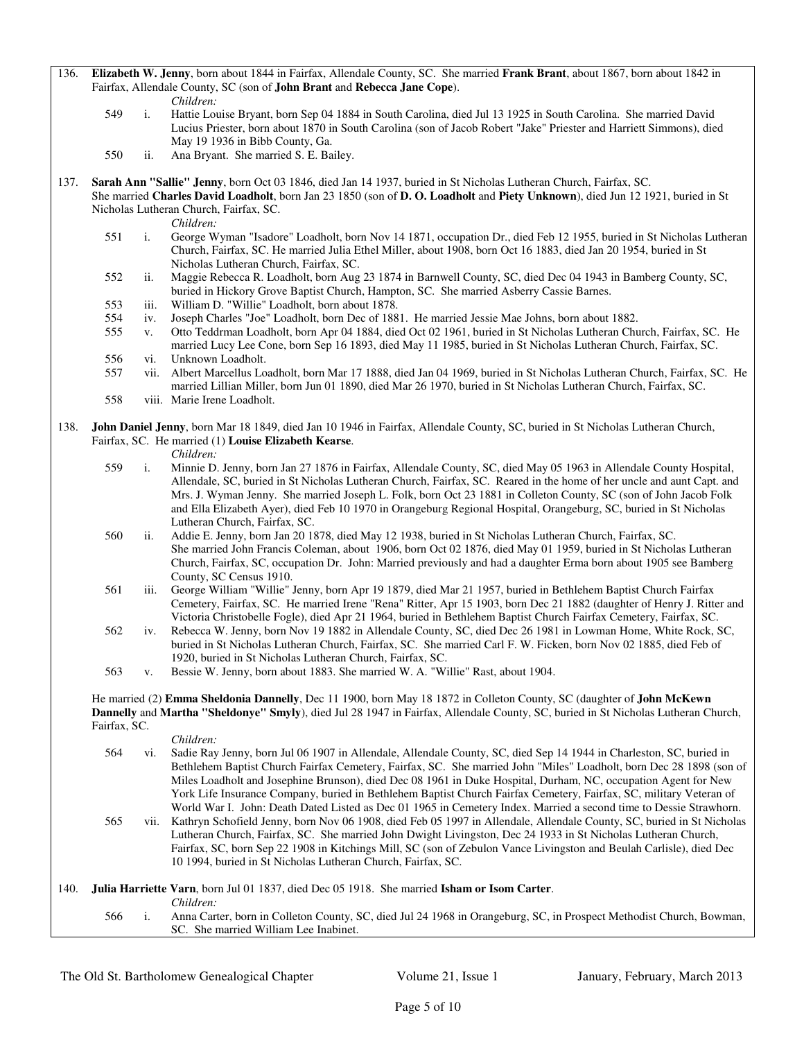136. **Elizabeth W. Jenny**, born about 1844 in Fairfax, Allendale County, SC. She married **Frank Brant**, about 1867, born about 1842 in Fairfax, Allendale County, SC (son of **John Brant** and **Rebecca Jane Cope**).

*Children:*

- 549 i. Hattie Louise Bryant, born Sep 04 1884 in South Carolina, died Jul 13 1925 in South Carolina. She married David Lucius Priester, born about 1870 in South Carolina (son of Jacob Robert "Jake" Priester and Harriett Simmons), died May 19 1936 in Bibb County, Ga.
- 550 ii. Ana Bryant. She married S. E. Bailey.

137. **Sarah Ann "Sallie" Jenny**, born Oct 03 1846, died Jan 14 1937, buried in St Nicholas Lutheran Church, Fairfax, SC. She married **Charles David Loadholt**, born Jan 23 1850 (son of **D. O. Loadholt** and **Piety Unknown**), died Jun 12 1921, buried in St Nicholas Lutheran Church, Fairfax, SC.

*Children:*

- 551 i. George Wyman "Isadore" Loadholt, born Nov 14 1871, occupation Dr., died Feb 12 1955, buried in St Nicholas Lutheran Church, Fairfax, SC. He married Julia Ethel Miller, about 1908, born Oct 16 1883, died Jan 20 1954, buried in St Nicholas Lutheran Church, Fairfax, SC.
- 552 ii. Maggie Rebecca R. Loadholt, born Aug 23 1874 in Barnwell County, SC, died Dec 04 1943 in Bamberg County, SC, buried in Hickory Grove Baptist Church, Hampton, SC. She married Asberry Cassie Barnes.
- 553 iii. William D. "Willie" Loadholt, born about 1878.
- 554 iv. Joseph Charles "Joe" Loadholt, born Dec of 1881. He married Jessie Mae Johns, born about 1882.
- 555 v. Otto Teddrman Loadholt, born Apr 04 1884, died Oct 02 1961, buried in St Nicholas Lutheran Church, Fairfax, SC. He married Lucy Lee Cone, born Sep 16 1893, died May 11 1985, buried in St Nicholas Lutheran Church, Fairfax, SC.
- 556 vi. Unknown Loadholt.
- 557 vii. Albert Marcellus Loadholt, born Mar 17 1888, died Jan 04 1969, buried in St Nicholas Lutheran Church, Fairfax, SC. He married Lillian Miller, born Jun 01 1890, died Mar 26 1970, buried in St Nicholas Lutheran Church, Fairfax, SC.
- 558 viii. Marie Irene Loadholt.

138. **John Daniel Jenny**, born Mar 18 1849, died Jan 10 1946 in Fairfax, Allendale County, SC, buried in St Nicholas Lutheran Church, Fairfax, SC. He married (1) **Louise Elizabeth Kearse**.

*Children:*

- 559 i. Minnie D. Jenny, born Jan 27 1876 in Fairfax, Allendale County, SC, died May 05 1963 in Allendale County Hospital, Allendale, SC, buried in St Nicholas Lutheran Church, Fairfax, SC. Reared in the home of her uncle and aunt Capt. and Mrs. J. Wyman Jenny. She married Joseph L. Folk, born Oct 23 1881 in Colleton County, SC (son of John Jacob Folk and Ella Elizabeth Ayer), died Feb 10 1970 in Orangeburg Regional Hospital, Orangeburg, SC, buried in St Nicholas Lutheran Church, Fairfax, SC.
- 560 ii. Addie E. Jenny, born Jan 20 1878, died May 12 1938, buried in St Nicholas Lutheran Church, Fairfax, SC. She married John Francis Coleman, about 1906, born Oct 02 1876, died May 01 1959, buried in St Nicholas Lutheran Church, Fairfax, SC, occupation Dr. John: Married previously and had a daughter Erma born about 1905 see Bamberg County, SC Census 1910.
- 561 iii. George William "Willie" Jenny, born Apr 19 1879, died Mar 21 1957, buried in Bethlehem Baptist Church Fairfax Cemetery, Fairfax, SC. He married Irene "Rena" Ritter, Apr 15 1903, born Dec 21 1882 (daughter of Henry J. Ritter and Victoria Christobelle Fogle), died Apr 21 1964, buried in Bethlehem Baptist Church Fairfax Cemetery, Fairfax, SC.
- 562 iv. Rebecca W. Jenny, born Nov 19 1882 in Allendale County, SC, died Dec 26 1981 in Lowman Home, White Rock, SC, buried in St Nicholas Lutheran Church, Fairfax, SC. She married Carl F. W. Ficken, born Nov 02 1885, died Feb of 1920, buried in St Nicholas Lutheran Church, Fairfax, SC.
- 563 v. Bessie W. Jenny, born about 1883. She married W. A. "Willie" Rast, about 1904.

He married (2) **Emma Sheldonia Dannelly**, Dec 11 1900, born May 18 1872 in Colleton County, SC (daughter of **John McKewn Dannelly** and **Martha "Sheldonye" Smyly**), died Jul 28 1947 in Fairfax, Allendale County, SC, buried in St Nicholas Lutheran Church, Fairfax, SC.

*Children:*

- 564 vi. Sadie Ray Jenny, born Jul 06 1907 in Allendale, Allendale County, SC, died Sep 14 1944 in Charleston, SC, buried in Bethlehem Baptist Church Fairfax Cemetery, Fairfax, SC. She married John "Miles" Loadholt, born Dec 28 1898 (son of Miles Loadholt and Josephine Brunson), died Dec 08 1961 in Duke Hospital, Durham, NC, occupation Agent for New York Life Insurance Company, buried in Bethlehem Baptist Church Fairfax Cemetery, Fairfax, SC, military Veteran of World War I. John: Death Dated Listed as Dec 01 1965 in Cemetery Index. Married a second time to Dessie Strawhorn.
- 565 vii. Kathryn Schofield Jenny, born Nov 06 1908, died Feb 05 1997 in Allendale, Allendale County, SC, buried in St Nicholas Lutheran Church, Fairfax, SC. She married John Dwight Livingston, Dec 24 1933 in St Nicholas Lutheran Church, Fairfax, SC, born Sep 22 1908 in Kitchings Mill, SC (son of Zebulon Vance Livingston and Beulah Carlisle), died Dec 10 1994, buried in St Nicholas Lutheran Church, Fairfax, SC.

140. **Julia Harriette Varn**, born Jul 01 1837, died Dec 05 1918. She married **Isham or Isom Carter**.

*Children:*

- 566 i. Anna Carter, born in Colleton County, SC, died Jul 24 1968 in Orangeburg, SC, in Prospect Methodist Church, Bowman, SC. She married William Lee Inabinet.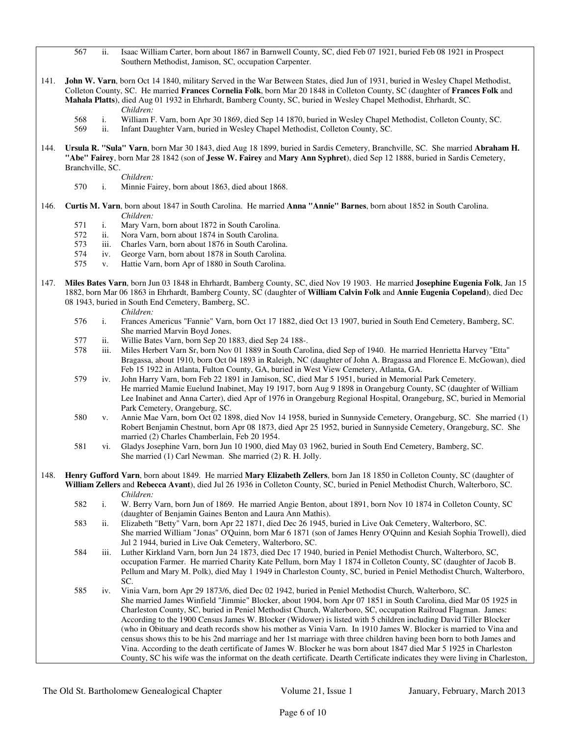567 ii. Isaac William Carter, born about 1867 in Barnwell County, SC, died Feb 07 1921, buried Feb 08 1921 in Prospect Southern Methodist, Jamison, SC, occupation Carpenter.

141. **John W. Varn**, born Oct 14 1840, military Served in the War Between States, died Jun of 1931, buried in Wesley Chapel Methodist, Colleton County, SC. He married **Frances Cornelia Folk**, born Mar 20 1848 in Colleton County, SC (daughter of **Frances Folk** and **Mahala Platts**), died Aug 01 1932 in Ehrhardt, Bamberg County, SC, buried in Wesley Chapel Methodist, Ehrhardt, SC.

*Children:*

568 i. William F. Varn, born Apr 30 1869, died Sep 14 1870, buried in Wesley Chapel Methodist, Colleton County, SC.
569 ii. Infant Daughter Varn, buried in Wesley Chapel Methodist, Colleton County, SC.

144. **Ursula R. "Sula" Varn**, born Mar 30 1843, died Aug 18 1899, buried in Sardis Cemetery, Branchville, SC. She married **Abraham H. "Abe" Fairey**, born Mar 28 1842 (son of **Jesse W. Fairey** and **Mary Ann Syphret**), died Sep 12 1888, buried in Sardis Cemetery, Branchville, SC.

*Children:*

570 i. Minnie Fairey, born about 1863, died about 1868.

146. **Curtis M. Varn**, born about 1847 in South Carolina. He married **Anna "Annie" Barnes**, born about 1852 in South Carolina.

*Children:*

571 i. Mary Varn, born about 1872 in South Carolina.
572 ii. Nora Varn, born about 1874 in South Carolina.
573 iii. Charles Varn, born about 1876 in South Carolina.
574 iv. George Varn, born about 1878 in South Carolina.
575 v. Hattie Varn, born Apr of 1880 in South Carolina.

147. **Miles Bates Varn**, born Jun 03 1848 in Ehrhardt, Bamberg County, SC, died Nov 19 1903. He married **Josephine Eugenia Folk**, Jan 15 1882, born Mar 06 1863 in Ehrhardt, Bamberg County, SC (daughter of **William Calvin Folk** and **Annie Eugenia Copeland**), died Dec 08 1943, buried in South End Cemetery, Bamberg, SC.

*Children:*

576 i. Frances Americus "Fannie" Varn, born Oct 17 1882, died Oct 13 1907, buried in South End Cemetery, Bamberg, SC. She married Marvin Boyd Jones.
577 ii. Willie Bates Varn, born Sep 20 1883, died Sep 24 188-.
578 iii. Miles Herbert Varn Sr, born Nov 01 1889 in South Carolina, died Sep of 1940. He married Henrietta Harvey "Etta" Bragassa, about 1910, born Oct 04 1893 in Raleigh, NC (daughter of John A. Bragassa and Florence E. McGowan), died Feb 15 1922 in Atlanta, Fulton County, GA, buried in West View Cemetery, Atlanta, GA.
579 iv. John Harry Varn, born Feb 22 1891 in Jamison, SC, died Mar 5 1951, buried in Memorial Park Cemetery. He married Mamie Euelund Inabinet, May 19 1917, born Aug 9 1898 in Orangeburg County, SC (daughter of William Lee Inabinet and Anna Carter), died Apr of 1976 in Orangeburg Regional Hospital, Orangeburg, SC, buried in Memorial Park Cemetery, Orangeburg, SC.
580 v. Annie Mae Varn, born Oct 02 1898, died Nov 14 1958, buried in Sunnyside Cemetery, Orangeburg, SC. She married (1) Robert Benjamin Chestnut, born Apr 08 1873, died Apr 25 1952, buried in Sunnyside Cemetery, Orangeburg, SC. She married (2) Charles Chamberlain, Feb 20 1954.
581 vi. Gladys Josephine Varn, born Jun 10 1900, died May 03 1962, buried in South End Cemetery, Bamberg, SC. She married (1) Carl Newman. She married (2) R. H. Jolly.

148. **Henry Gufford Varn**, born about 1849. He married **Mary Elizabeth Zellers**, born Jan 18 1850 in Colleton County, SC (daughter of **William Zellers** and **Rebecca Avant**), died Jul 26 1936 in Colleton County, SC, buried in Peniel Methodist Church, Walterboro, SC.

*Children:*

582 i. W. Berry Varn, born Jun of 1869. He married Angie Benton, about 1891, born Nov 10 1874 in Colleton County, SC (daughter of Benjamin Gaines Benton and Laura Ann Mathis).
583 ii. Elizabeth "Betty" Varn, born Apr 22 1871, died Dec 26 1945, buried in Live Oak Cemetery, Walterboro, SC. She married William "Jonas" O'Quinn, born Mar 6 1871 (son of James Henry O'Quinn and Kesiah Sophia Trowell), died Jul 2 1944, buried in Live Oak Cemetery, Walterboro, SC.
584 iii. Luther Kirkland Varn, born Jun 24 1873, died Dec 17 1940, buried in Peniel Methodist Church, Walterboro, SC, occupation Farmer. He married Charity Kate Pellum, born May 1 1874 in Colleton County, SC (daughter of Jacob B. Pellum and Mary M. Polk), died May 1 1949 in Charleston County, SC, buried in Peniel Methodist Church, Walterboro, SC.
585 iv. Vinia Varn, born Apr 29 1873/6, died Dec 02 1942, buried in Peniel Methodist Church, Walterboro, SC. She married James Winfield "Jimmie" Blocker, about 1904, born Apr 07 1851 in South Carolina, died Mar 05 1925 in Charleston County, SC, buried in Peniel Methodist Church, Walterboro, SC, occupation Railroad Flagman. James: According to the 1900 Census James W. Blocker (Widower) is listed with 5 children including David Tiller Blocker (who in Obituary and death records show his mother as Vinia Varn. In 1910 James W. Blocker is married to Vina and census shows this to be his 2nd marriage and her 1st marriage with three children having been born to both James and Vina. According to the death certificate of James W. Blocker he was born about 1847 died Mar 5 1925 in Charleston County, SC his wife was the informat on the death certificate. Dearth Certificate indicates they were living in Charleston,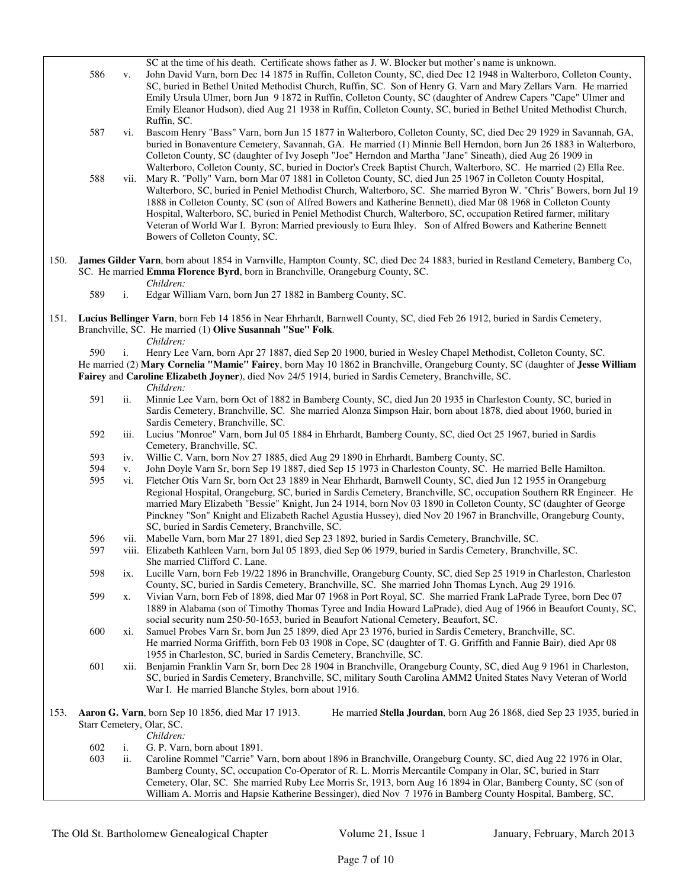SC at the time of his death. Certificate shows father as J. W. Blocker but mother's name is unknown.

586 v. John David Varn, born Dec 14 1875 in Ruffin, Colleton County, SC, died Dec 12 1948 in Walterboro, Colleton County, SC, buried in Bethel United Methodist Church, Ruffin, SC. Son of Henry G. Varn and Mary Zellars Varn. He married Emily Ursula Ulmer, born Jun 9 1872 in Ruffin, Colleton County, SC (daughter of Andrew Capers "Cape" Ulmer and Emily Eleanor Hudson), died Aug 21 1938 in Ruffin, Colleton County, SC, buried in Bethel United Methodist Church, Ruffin, SC.

587 vi. Bascom Henry "Bass" Varn, born Jun 15 1877 in Walterboro, Colleton County, SC, died Dec 29 1929 in Savannah, GA, buried in Bonaventure Cemetery, Savannah, GA. He married (1) Minnie Bell Herndon, born Jun 26 1883 in Walterboro, Colleton County, SC (daughter of Ivy Joseph "Joe" Herndon and Martha "Jane" Sineath), died Aug 26 1909 in Walterboro, Colleton County, SC, buried in Doctor's Creek Baptist Church, Walterboro, SC. He married (2) Ella Ree.

588 vii. Mary R. "Polly" Varn, born Mar 07 1881 in Colleton County, SC, died Jun 25 1967 in Colleton County Hospital, Walterboro, SC, buried in Peniel Methodist Church, Walterboro, SC. She married Byron W. "Chris" Bowers, born Jul 19 1888 in Colleton County, SC (son of Alfred Bowers and Katherine Bennett), died Mar 08 1968 in Colleton County Hospital, Walterboro, SC, buried in Peniel Methodist Church, Walterboro, SC, occupation Retired farmer, military Veteran of World War I. Byron: Married previously to Eura Ihley. Son of Alfred Bowers and Katherine Bennett Bowers of Colleton County, SC.

150. **James Gilder Varn**, born about 1854 in Varnville, Hampton County, SC, died Dec 24 1883, buried in Restland Cemetery, Bamberg Co, SC. He married **Emma Florence Byrd**, born in Branchville, Orangeburg County, SC.

*Children:*

589 i. Edgar William Varn, born Jun 27 1882 in Bamberg County, SC.

151. **Lucius Bellinger Varn**, born Feb 14 1856 in Near Ehrhardt, Barnwell County, SC, died Feb 26 1912, buried in Sardis Cemetery, Branchville, SC. He married (1) **Olive Susannah "Sue" Folk**.

*Children:*

590 i. Henry Lee Varn, born Apr 27 1887, died Sep 20 1900, buried in Wesley Chapel Methodist, Colleton County, SC.

He married (2) **Mary Cornelia "Mamie" Fairey**, born May 10 1862 in Branchville, Orangeburg County, SC (daughter of **Jesse William Fairey** and **Caroline Elizabeth Joyner**), died Nov 24/5 1914, buried in Sardis Cemetery, Branchville, SC.

*Children:*

591 ii. Minnie Lee Varn, born Oct of 1882 in Bamberg County, SC, died Jun 20 1935 in Charleston County, SC, buried in Sardis Cemetery, Branchville, SC. She married Alonza Simpson Hair, born about 1878, died about 1960, buried in Sardis Cemetery, Branchville, SC.

592 iii. Lucius "Monroe" Varn, born Jul 05 1884 in Ehrhardt, Bamberg County, SC, died Oct 25 1967, buried in Sardis Cemetery, Branchville, SC.

593 iv. Willie C. Varn, born Nov 27 1885, died Aug 29 1890 in Ehrhardt, Bamberg County, SC.

594 v. John Doyle Varn Sr, born Sep 19 1887, died Sep 15 1973 in Charleston County, SC. He married Belle Hamilton.

595 vi. Fletcher Otis Varn Sr, born Oct 23 1889 in Near Ehrhardt, Barnwell County, SC, died Jun 12 1955 in Orangeburg Regional Hospital, Orangeburg, SC, buried in Sardis Cemetery, Branchville, SC, occupation Southern RR Engineer. He married Mary Elizabeth "Bessie" Knight, Jun 24 1914, born Nov 03 1890 in Colleton County, SC (daughter of George Pinckney "Son" Knight and Elizabeth Rachel Agustia Hussey), died Nov 20 1967 in Branchville, Orangeburg County, SC, buried in Sardis Cemetery, Branchville, SC.

596 vii. Mabelle Varn, born Mar 27 1891, died Sep 23 1892, buried in Sardis Cemetery, Branchville, SC.

597 viii. Elizabeth Kathleen Varn, born Jul 05 1893, died Sep 06 1979, buried in Sardis Cemetery, Branchville, SC. She married Clifford C. Lane.

598 ix. Lucille Varn, born Feb 19/22 1896 in Branchville, Orangeburg County, SC, died Sep 25 1919 in Charleston, Charleston County, SC, buried in Sardis Cemetery, Branchville, SC. She married John Thomas Lynch, Aug 29 1916.

599 x. Vivian Varn, born Feb of 1898, died Mar 07 1968 in Port Royal, SC. She married Frank LaPrade Tyree, born Dec 07 1889 in Alabama (son of Timothy Thomas Tyree and India Howard LaPrade), died Aug of 1966 in Beaufort County, SC, social security num 250-50-1653, buried in Beaufort National Cemetery, Beaufort, SC.

600 xi. Samuel Probes Varn Sr, born Jun 25 1899, died Apr 23 1976, buried in Sardis Cemetery, Branchville, SC. He married Norma Griffith, born Feb 03 1908 in Cope, SC (daughter of T. G. Griffith and Fannie Bair), died Apr 08 1955 in Charleston, SC, buried in Sardis Cemetery, Branchville, SC.

601 xii. Benjamin Franklin Varn Sr, born Dec 28 1904 in Branchville, Orangeburg County, SC, died Aug 9 1961 in Charleston, SC, buried in Sardis Cemetery, Branchville, SC, military South Carolina AMM2 United States Navy Veteran of World War I. He married Blanche Styles, born about 1916.

153. **Aaron G. Varn**, born Sep 10 1856, died Mar 17 1913. He married **Stella Jourdan**, born Aug 26 1868, died Sep 23 1935, buried in Starr Cemetery, Olar, SC.

*Children:*

602 i. G. P. Varn, born about 1891.

603 ii. Caroline Rommel "Carrie" Varn, born about 1896 in Branchville, Orangeburg County, SC, died Aug 22 1976 in Olar, Bamberg County, SC, occupation Co-Operator of R. L. Morris Mercantile Company in Olar, SC, buried in Starr Cemetery, Olar, SC. She married Ruby Lee Morris Sr, 1913, born Aug 16 1894 in Olar, Bamberg County, SC (son of William A. Morris and Hapsie Katherine Bessinger), died Nov 7 1976 in Bamberg County Hospital, Bamberg, SC,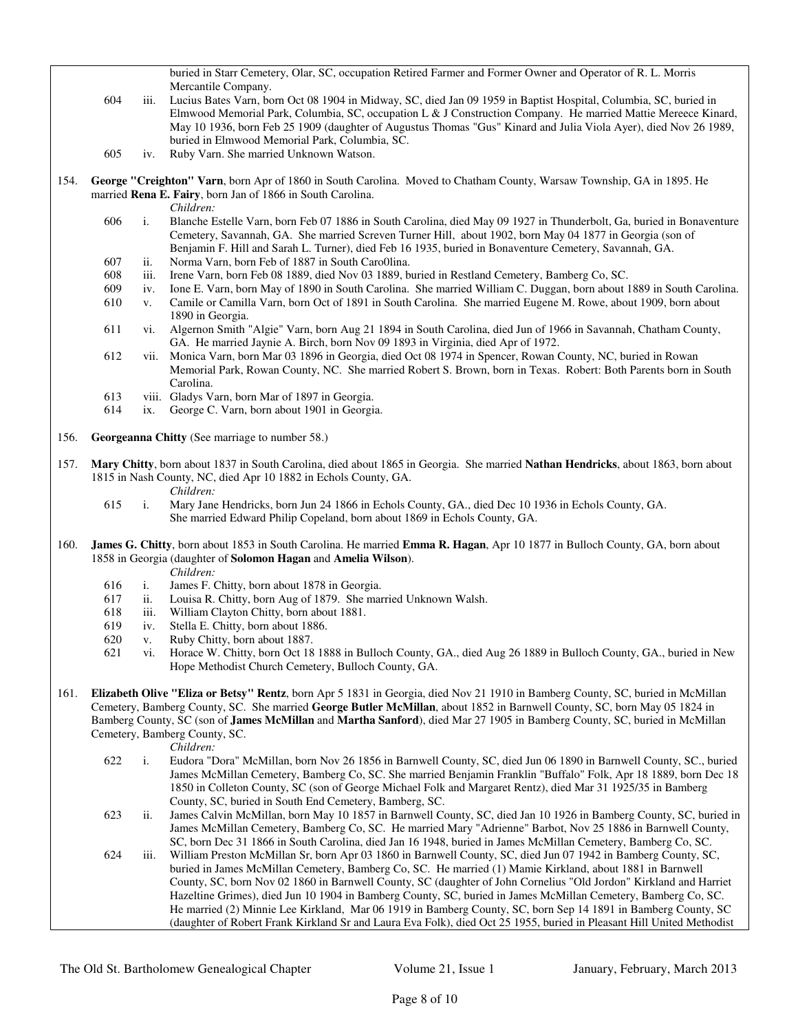buried in Starr Cemetery, Olar, SC, occupation Retired Farmer and Former Owner and Operator of R. L. Morris Mercantile Company.

604 iii. Lucius Bates Varn, born Oct 08 1904 in Midway, SC, died Jan 09 1959 in Baptist Hospital, Columbia, SC, buried in Elmwood Memorial Park, Columbia, SC, occupation L & J Construction Company. He married Mattie Mereece Kinard, May 10 1936, born Feb 25 1909 (daughter of Augustus Thomas "Gus" Kinard and Julia Viola Ayer), died Nov 26 1989, buried in Elmwood Memorial Park, Columbia, SC.

605 iv. Ruby Varn. She married Unknown Watson.

154. **George "Creighton" Varn**, born Apr of 1860 in South Carolina. Moved to Chatham County, Warsaw Township, GA in 1895. He married **Rena E. Fairy**, born Jan of 1866 in South Carolina.

*Children:*

606 i. Blanche Estelle Varn, born Feb 07 1886 in South Carolina, died May 09 1927 in Thunderbolt, Ga, buried in Bonaventure Cemetery, Savannah, GA. She married Screven Turner Hill, about 1902, born May 04 1877 in Georgia (son of Benjamin F. Hill and Sarah L. Turner), died Feb 16 1935, buried in Bonaventure Cemetery, Savannah, GA.

607 ii. Norma Varn, born Feb of 1887 in South Caro0lina.

608 iii. Irene Varn, born Feb 08 1889, died Nov 03 1889, buried in Restland Cemetery, Bamberg Co, SC.

609 iv. Ione E. Varn, born May of 1890 in South Carolina. She married William C. Duggan, born about 1889 in South Carolina.

610 v. Camile or Camilla Varn, born Oct of 1891 in South Carolina. She married Eugene M. Rowe, about 1909, born about 1890 in Georgia.

611 vi. Algernon Smith "Algie" Varn, born Aug 21 1894 in South Carolina, died Jun of 1966 in Savannah, Chatham County, GA. He married Jaynie A. Birch, born Nov 09 1893 in Virginia, died Apr of 1972.

612 vii. Monica Varn, born Mar 03 1896 in Georgia, died Oct 08 1974 in Spencer, Rowan County, NC, buried in Rowan Memorial Park, Rowan County, NC. She married Robert S. Brown, born in Texas. Robert: Both Parents born in South Carolina.

613 viii. Gladys Varn, born Mar of 1897 in Georgia.

614 ix. George C. Varn, born about 1901 in Georgia.

156. **Georgeanna Chitty** (See marriage to number 58.)

157. **Mary Chitty**, born about 1837 in South Carolina, died about 1865 in Georgia. She married **Nathan Hendricks**, about 1863, born about 1815 in Nash County, NC, died Apr 10 1882 in Echols County, GA.

*Children:*

615 i. Mary Jane Hendricks, born Jun 24 1866 in Echols County, GA., died Dec 10 1936 in Echols County, GA. She married Edward Philip Copeland, born about 1869 in Echols County, GA.

160. **James G. Chitty**, born about 1853 in South Carolina. He married **Emma R. Hagan**, Apr 10 1877 in Bulloch County, GA, born about 1858 in Georgia (daughter of **Solomon Hagan** and **Amelia Wilson**).

*Children:*

616 i. James F. Chitty, born about 1878 in Georgia.

617 ii. Louisa R. Chitty, born Aug of 1879. She married Unknown Walsh.

618 iii. William Clayton Chitty, born about 1881.

619 iv. Stella E. Chitty, born about 1886.

620 v. Ruby Chitty, born about 1887.

621 vi. Horace W. Chitty, born Oct 18 1888 in Bulloch County, GA., died Aug 26 1889 in Bulloch County, GA., buried in New Hope Methodist Church Cemetery, Bulloch County, GA.

161. **Elizabeth Olive "Eliza or Betsy" Rentz**, born Apr 5 1831 in Georgia, died Nov 21 1910 in Bamberg County, SC, buried in McMillan Cemetery, Bamberg County, SC. She married **George Butler McMillan**, about 1852 in Barnwell County, SC, born May 05 1824 in Bamberg County, SC (son of **James McMillan** and **Martha Sanford**), died Mar 27 1905 in Bamberg County, SC, buried in McMillan Cemetery, Bamberg County, SC.

*Children:*

622 i. Eudora "Dora" McMillan, born Nov 26 1856 in Barnwell County, SC, died Jun 06 1890 in Barnwell County, SC., buried James McMillan Cemetery, Bamberg Co, SC. She married Benjamin Franklin "Buffalo" Folk, Apr 18 1889, born Dec 18 1850 in Colleton County, SC (son of George Michael Folk and Margaret Rentz), died Mar 31 1925/35 in Bamberg County, SC, buried in South End Cemetery, Bamberg, SC.

623 ii. James Calvin McMillan, born May 10 1857 in Barnwell County, SC, died Jan 10 1926 in Bamberg County, SC, buried in James McMillan Cemetery, Bamberg Co, SC. He married Mary "Adrienne" Barbot, Nov 25 1886 in Barnwell County, SC, born Dec 31 1866 in South Carolina, died Jan 16 1948, buried in James McMillan Cemetery, Bamberg Co, SC.

624 iii. William Preston McMillan Sr, born Apr 03 1860 in Barnwell County, SC, died Jun 07 1942 in Bamberg County, SC, buried in James McMillan Cemetery, Bamberg Co, SC. He married (1) Mamie Kirkland, about 1881 in Barnwell County, SC, born Nov 02 1860 in Barnwell County, SC (daughter of John Cornelius "Old Jordon" Kirkland and Harriet Hazeltine Grimes), died Jun 10 1904 in Bamberg County, SC, buried in James McMillan Cemetery, Bamberg Co, SC. He married (2) Minnie Lee Kirkland, Mar 06 1919 in Bamberg County, SC, born Sep 14 1891 in Bamberg County, SC (daughter of Robert Frank Kirkland Sr and Laura Eva Folk), died Oct 25 1955, buried in Pleasant Hill United Methodist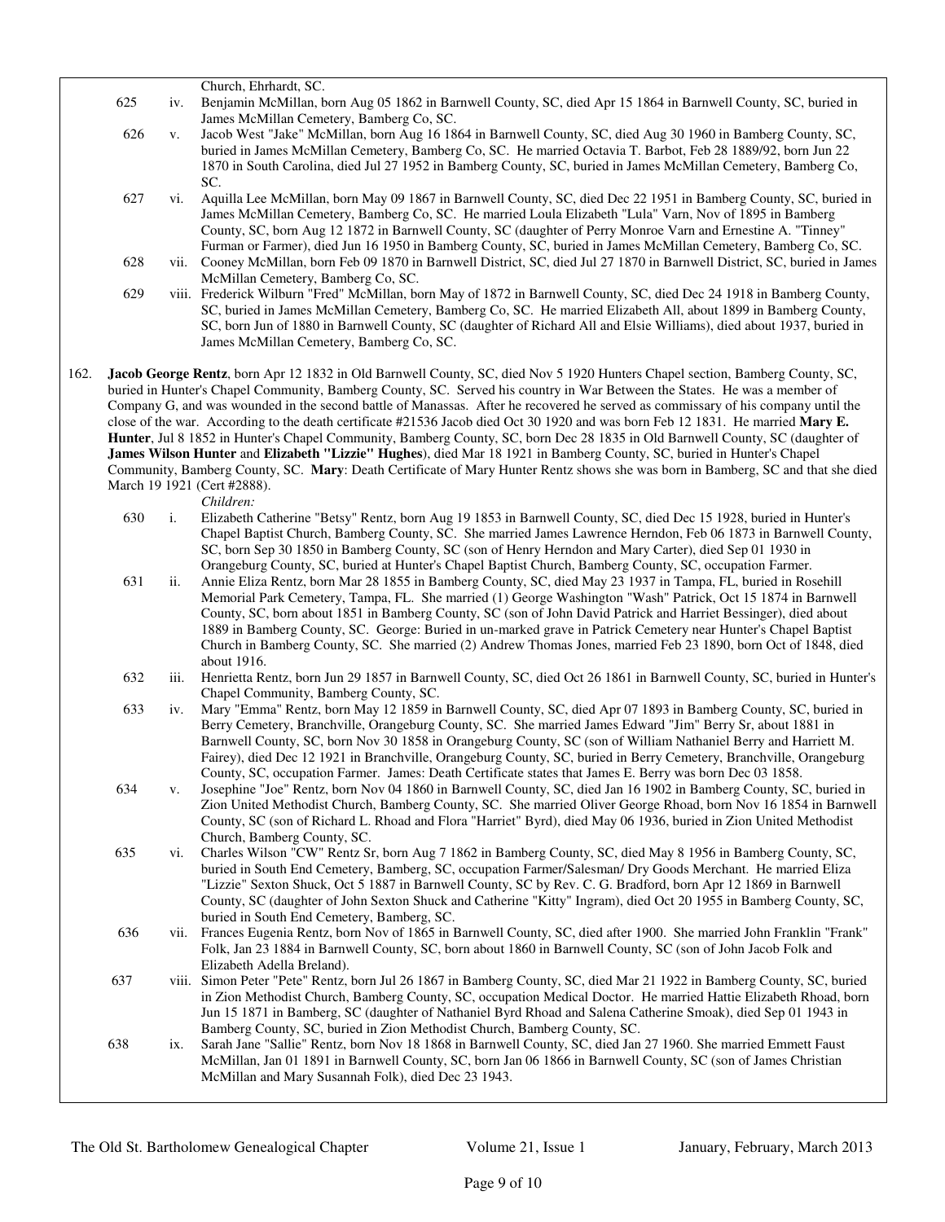Church, Ehrhardt, SC.

625 iv. Benjamin McMillan, born Aug 05 1862 in Barnwell County, SC, died Apr 15 1864 in Barnwell County, SC, buried in James McMillan Cemetery, Bamberg Co, SC.

626 v. Jacob West "Jake" McMillan, born Aug 16 1864 in Barnwell County, SC, died Aug 30 1960 in Bamberg County, SC, buried in James McMillan Cemetery, Bamberg Co, SC. He married Octavia T. Barbot, Feb 28 1889/92, born Jun 22 1870 in South Carolina, died Jul 27 1952 in Bamberg County, SC, buried in James McMillan Cemetery, Bamberg Co, SC.

627 vi. Aquilla Lee McMillan, born May 09 1867 in Barnwell County, SC, died Dec 22 1951 in Bamberg County, SC, buried in James McMillan Cemetery, Bamberg Co, SC. He married Loula Elizabeth "Lula" Varn, Nov of 1895 in Bamberg County, SC, born Aug 12 1872 in Barnwell County, SC (daughter of Perry Monroe Varn and Ernestine A. "Tinney" Furman or Farmer), died Jun 16 1950 in Bamberg County, SC, buried in James McMillan Cemetery, Bamberg Co, SC.

628 vii. Cooney McMillan, born Feb 09 1870 in Barnwell District, SC, died Jul 27 1870 in Barnwell District, SC, buried in James McMillan Cemetery, Bamberg Co, SC.

629 viii. Frederick Wilburn "Fred" McMillan, born May of 1872 in Barnwell County, SC, died Dec 24 1918 in Bamberg County, SC, buried in James McMillan Cemetery, Bamberg Co, SC. He married Elizabeth All, about 1899 in Bamberg County, SC, born Jun of 1880 in Barnwell County, SC (daughter of Richard All and Elsie Williams), died about 1937, buried in James McMillan Cemetery, Bamberg Co, SC.

162. **Jacob George Rentz**, born Apr 12 1832 in Old Barnwell County, SC, died Nov 5 1920 Hunters Chapel section, Bamberg County, SC, buried in Hunter's Chapel Community, Bamberg County, SC. Served his country in War Between the States. He was a member of Company G, and was wounded in the second battle of Manassas. After he recovered he served as commissary of his company until the close of the war. According to the death certificate #21536 Jacob died Oct 30 1920 and was born Feb 12 1831. He married **Mary E. Hunter**, Jul 8 1852 in Hunter's Chapel Community, Bamberg County, SC, born Dec 28 1835 in Old Barnwell County, SC (daughter of **James Wilson Hunter** and **Elizabeth "Lizzie" Hughes**), died Mar 18 1921 in Bamberg County, SC, buried in Hunter's Chapel Community, Bamberg County, SC. **Mary**: Death Certificate of Mary Hunter Rentz shows she was born in Bamberg, SC and that she died March 19 1921 (Cert #2888).

*Children:*

630 i. Elizabeth Catherine "Betsy" Rentz, born Aug 19 1853 in Barnwell County, SC, died Dec 15 1928, buried in Hunter's Chapel Baptist Church, Bamberg County, SC. She married James Lawrence Herndon, Feb 06 1873 in Barnwell County, SC, born Sep 30 1850 in Bamberg County, SC (son of Henry Herndon and Mary Carter), died Sep 01 1930 in Orangeburg County, SC, buried at Hunter's Chapel Baptist Church, Bamberg County, SC, occupation Farmer.

631 ii. Annie Eliza Rentz, born Mar 28 1855 in Bamberg County, SC, died May 23 1937 in Tampa, FL, buried in Rosehill Memorial Park Cemetery, Tampa, FL. She married (1) George Washington "Wash" Patrick, Oct 15 1874 in Barnwell County, SC, born about 1851 in Bamberg County, SC (son of John David Patrick and Harriet Bessinger), died about 1889 in Bamberg County, SC. George: Buried in un-marked grave in Patrick Cemetery near Hunter's Chapel Baptist Church in Bamberg County, SC. She married (2) Andrew Thomas Jones, married Feb 23 1890, born Oct of 1848, died about 1916.

632 iii. Henrietta Rentz, born Jun 29 1857 in Barnwell County, SC, died Oct 26 1861 in Barnwell County, SC, buried in Hunter's Chapel Community, Bamberg County, SC.

633 iv. Mary "Emma" Rentz, born May 12 1859 in Barnwell County, SC, died Apr 07 1893 in Bamberg County, SC, buried in Berry Cemetery, Branchville, Orangeburg County, SC. She married James Edward "Jim" Berry Sr, about 1881 in Barnwell County, SC, born Nov 30 1858 in Orangeburg County, SC (son of William Nathaniel Berry and Harriett M. Fairey), died Dec 12 1921 in Branchville, Orangeburg County, SC, buried in Berry Cemetery, Branchville, Orangeburg County, SC, occupation Farmer. James: Death Certificate states that James E. Berry was born Dec 03 1858.

634 v. Josephine "Joe" Rentz, born Nov 04 1860 in Barnwell County, SC, died Jan 16 1902 in Bamberg County, SC, buried in Zion United Methodist Church, Bamberg County, SC. She married Oliver George Rhoad, born Nov 16 1854 in Barnwell County, SC (son of Richard L. Rhoad and Flora "Harriet" Byrd), died May 06 1936, buried in Zion United Methodist Church, Bamberg County, SC.

635 vi. Charles Wilson "CW" Rentz Sr, born Aug 7 1862 in Bamberg County, SC, died May 8 1956 in Bamberg County, SC, buried in South End Cemetery, Bamberg, SC, occupation Farmer/Salesman/ Dry Goods Merchant. He married Eliza "Lizzie" Sexton Shuck, Oct 5 1887 in Barnwell County, SC by Rev. C. G. Bradford, born Apr 12 1869 in Barnwell County, SC (daughter of John Sexton Shuck and Catherine "Kitty" Ingram), died Oct 20 1955 in Bamberg County, SC, buried in South End Cemetery, Bamberg, SC.

636 vii. Frances Eugenia Rentz, born Nov of 1865 in Barnwell County, SC, died after 1900. She married John Franklin "Frank" Folk, Jan 23 1884 in Barnwell County, SC, born about 1860 in Barnwell County, SC (son of John Jacob Folk and Elizabeth Adella Breland).

637 viii. Simon Peter "Pete" Rentz, born Jul 26 1867 in Bamberg County, SC, died Mar 21 1922 in Bamberg County, SC, buried in Zion Methodist Church, Bamberg County, SC, occupation Medical Doctor. He married Hattie Elizabeth Rhoad, born Jun 15 1871 in Bamberg, SC (daughter of Nathaniel Byrd Rhoad and Salena Catherine Smoak), died Sep 01 1943 in Bamberg County, SC, buried in Zion Methodist Church, Bamberg County, SC.

638 ix. Sarah Jane "Sallie" Rentz, born Nov 18 1868 in Barnwell County, SC, died Jan 27 1960. She married Emmett Faust McMillan, Jan 01 1891 in Barnwell County, SC, born Jan 06 1866 in Barnwell County, SC (son of James Christian McMillan and Mary Susannah Folk), died Dec 23 1943.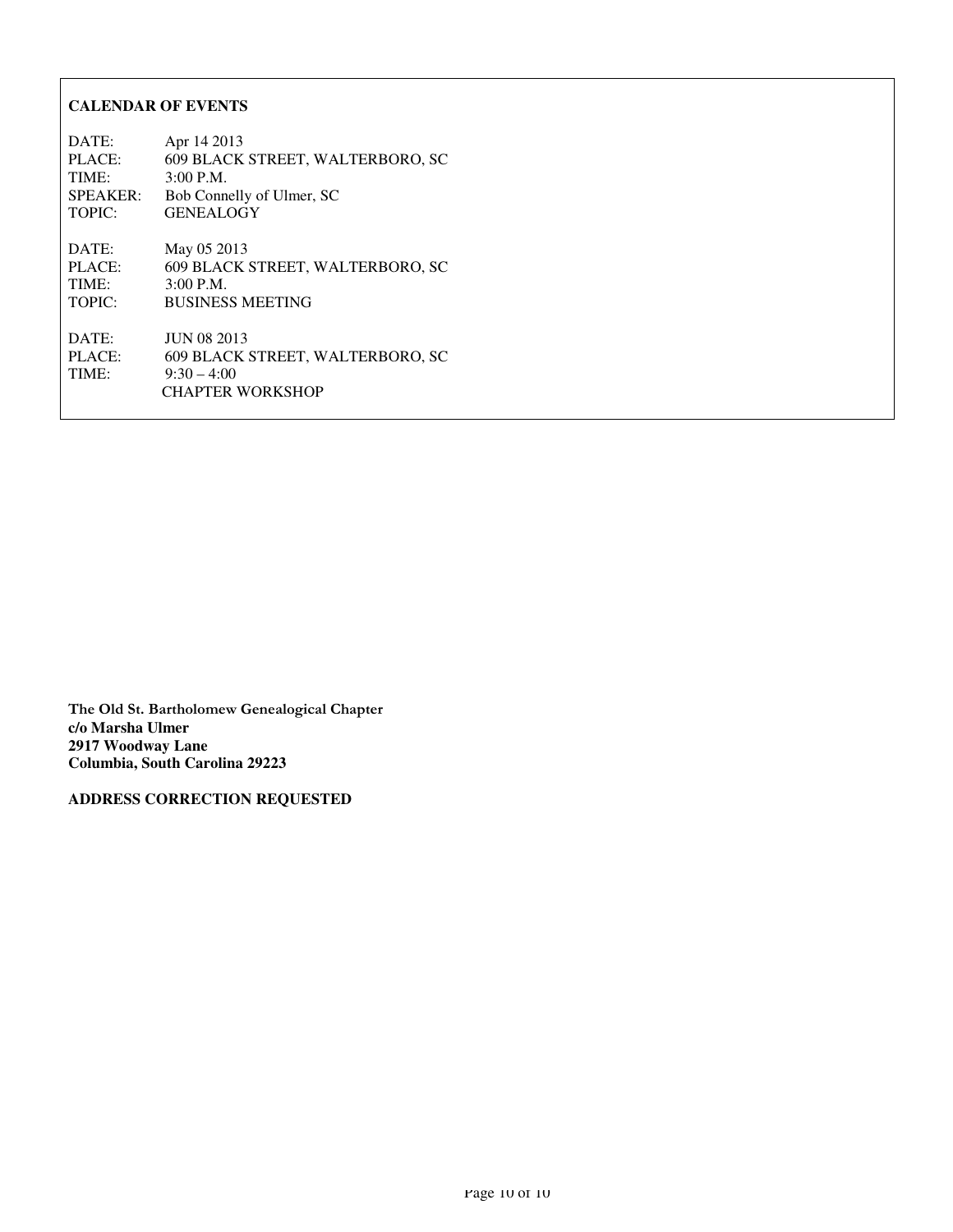**CALENDAR OF EVENTS**

| | |
|---|---|
| DATE: | Apr 14 2013 |
| PLACE: | 609 BLACK STREET, WALTERBORO, SC |
| TIME: | 3:00 P.M. |
| SPEAKER: | Bob Connelly of Ulmer, SC |
| TOPIC: | GENEALOGY |

| | |
|---|---|
| DATE: | May 05 2013 |
| PLACE: | 609 BLACK STREET, WALTERBORO, SC |
| TIME: | 3:00 P.M. |
| TOPIC: | BUSINESS MEETING |

| | |
|---|---|
| DATE: | JUN 08 2013 |
| PLACE: | 609 BLACK STREET, WALTERBORO, SC |
| TIME: | 9:30 – 4:00 |
| | CHAPTER WORKSHOP |

**The Old St. Bartholomew Genealogical Chapter**
**c/o Marsha Ulmer**
**2917 Woodway Lane**
**Columbia, South Carolina 29223**

**ADDRESS CORRECTION REQUESTED**